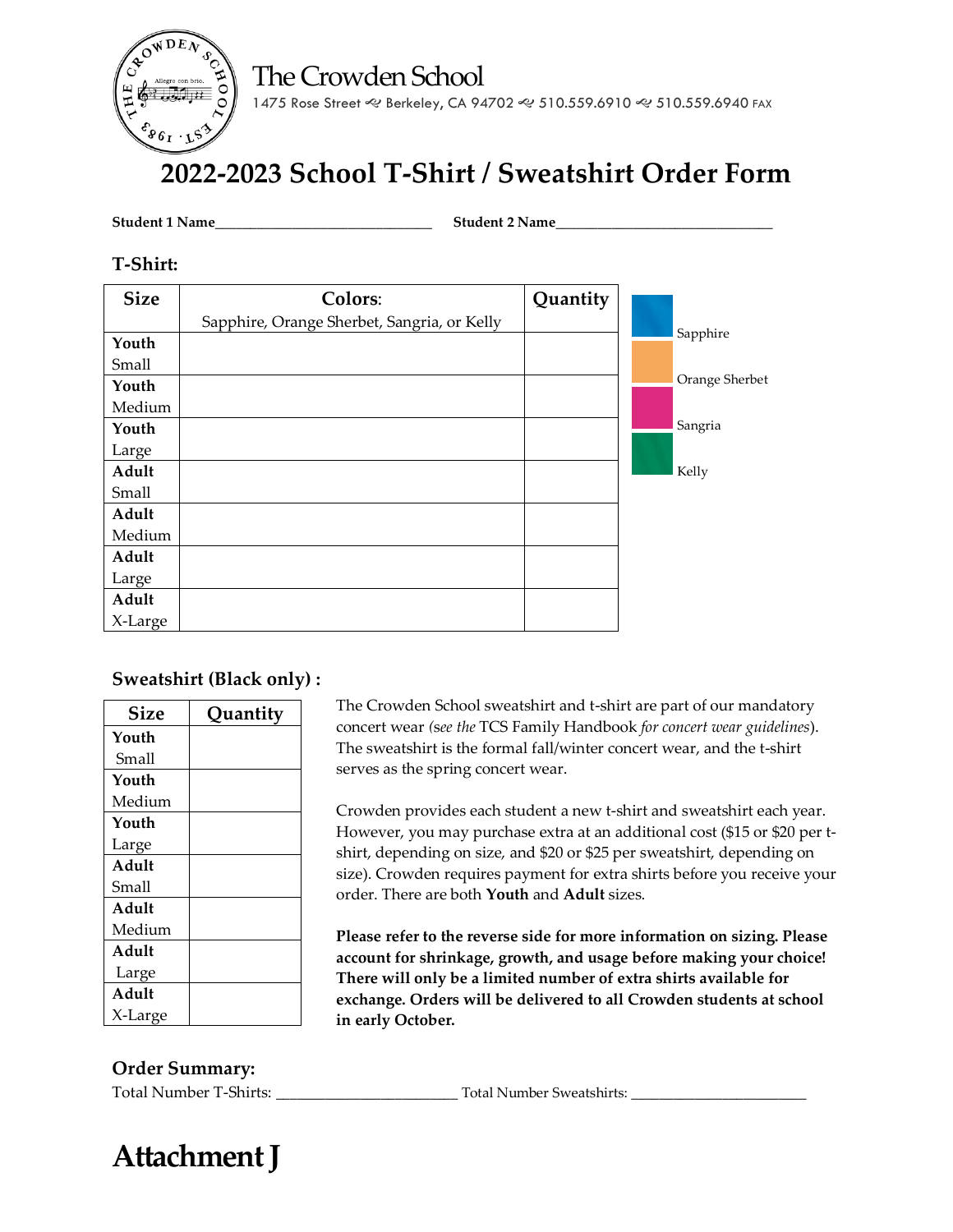# The Crowden School

1475 Rose Street ☙ Berkeley, CA 94702 ☙ 510.559.6910 ☙ 510.559.6940 FAX

## 2022-2023 School T-Shirt / Sweatshirt Order Form

**Student 1 Name**______________________________ **Student 2 Name**______________________________

### T-Shirt:

| Size | Colors: Sapphire, Orange Sherbet, Sangria, or Kelly | Quantity |
|---|---|---|
| **Youth** Small | | |
| **Youth** Medium | | |
| **Youth** Large | | |
| **Adult** Small | | |
| **Adult** Medium | | |
| **Adult** Large | | |
| **Adult** X-Large | | |

Sapphire

Orange Sherbet

Sangria

Kelly

### Sweatshirt (Black only) :

| Size | Quantity |
|---|---|
| **Youth** Small | |
| **Youth** Medium | |
| **Youth** Large | |
| **Adult** Small | |
| **Adult** Medium | |
| **Adult** Large | |
| **Adult** X-Large | |

The Crowden School sweatshirt and t-shirt are part of our mandatory concert wear *(see the* TCS Family Handbook *for concert wear guidelines*). The sweatshirt is the formal fall/winter concert wear, and the t-shirt serves as the spring concert wear.

Crowden provides each student a new t-shirt and sweatshirt each year. However, you may purchase extra at an additional cost ($15 or $20 per t-shirt, depending on size, and $20 or $25 per sweatshirt, depending on size). Crowden requires payment for extra shirts before you receive your order. There are both **Youth** and **Adult** sizes.

**Please refer to the reverse side for more information on sizing. Please account for shrinkage, growth, and usage before making your choice! There will only be a limited number of extra shirts available for exchange. Orders will be delivered to all Crowden students at school in early October.**

### Order Summary:

Total Number T-Shirts: ________________________ Total Number Sweatshirts: ________________________

# Attachment J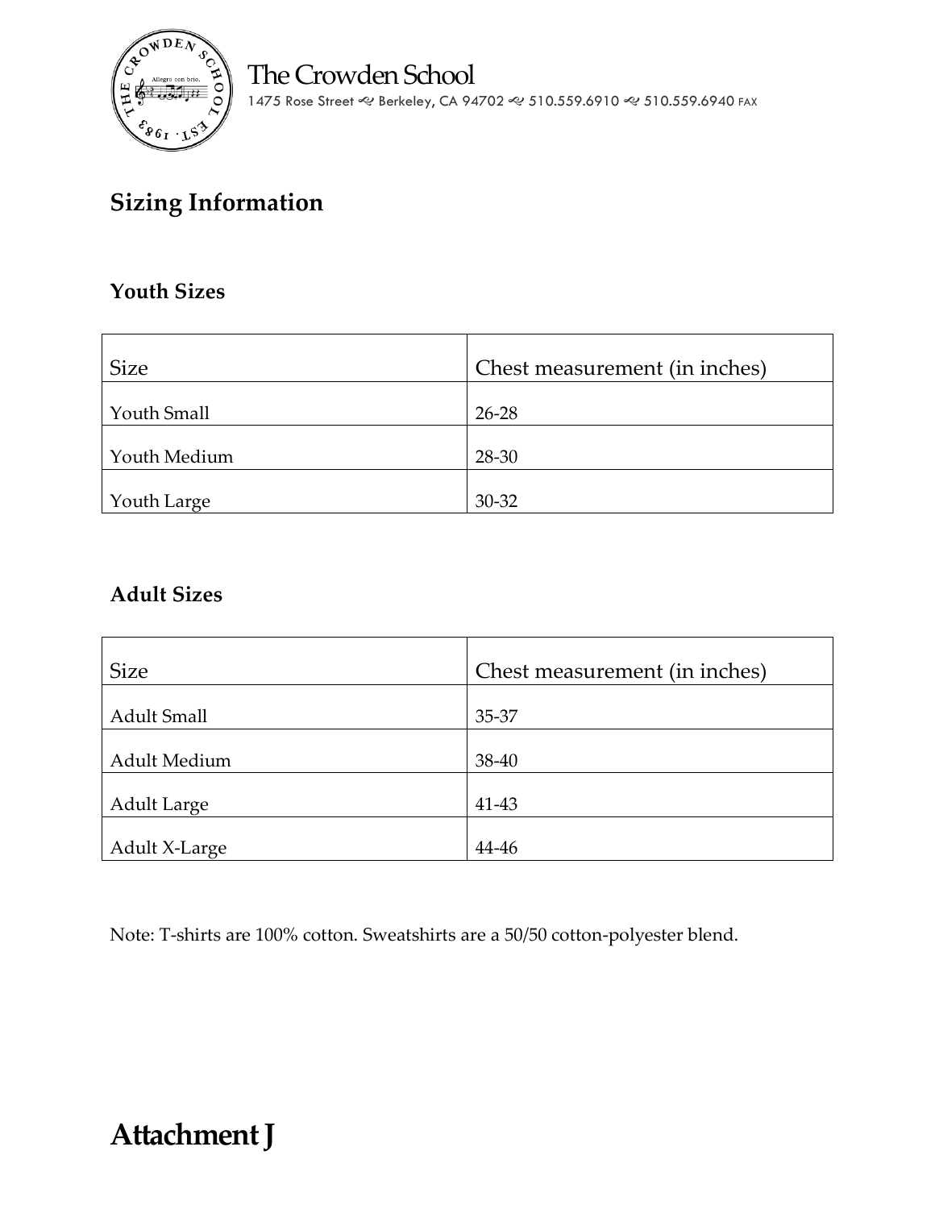The Crowden School
1475 Rose Street ~ Berkeley, CA 94702 ~ 510.559.6910 ~ 510.559.6940 FAX

## Sizing Information

### Youth Sizes

| Size | Chest measurement (in inches) |
|---|---|
| Youth Small | 26-28 |
| Youth Medium | 28-30 |
| Youth Large | 30-32 |

### Adult Sizes

| Size | Chest measurement (in inches) |
|---|---|
| Adult Small | 35-37 |
| Adult Medium | 38-40 |
| Adult Large | 41-43 |
| Adult X-Large | 44-46 |

Note: T-shirts are 100% cotton. Sweatshirts are a 50/50 cotton-polyester blend.

# Attachment J